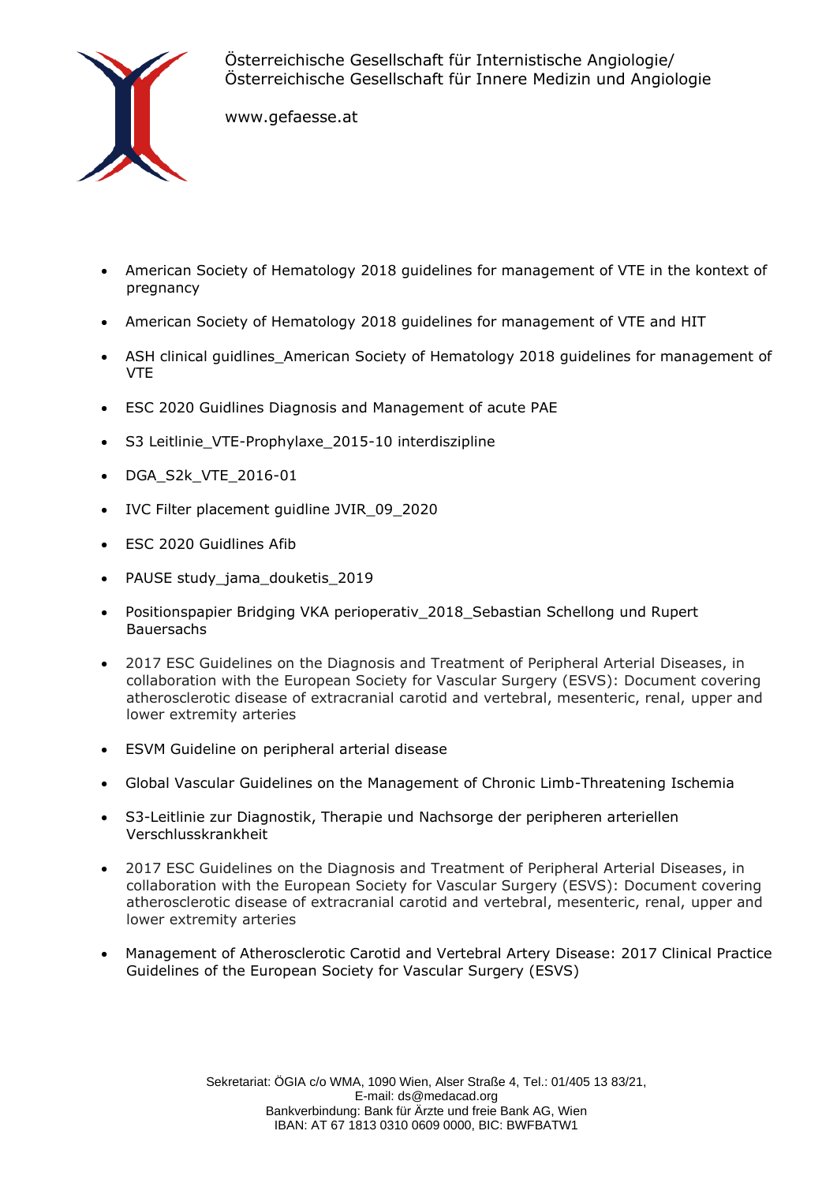Österreichische Gesellschaft für Internistische Angiologie/
Österreichische Gesellschaft für Innere Medizin und Angiologie

www.gefaesse.at

- American Society of Hematology 2018 guidelines for management of VTE in the kontext of pregnancy
- American Society of Hematology 2018 guidelines for management of VTE and HIT
- ASH clinical guidlines_American Society of Hematology 2018 guidelines for management of VTE
- ESC 2020 Guidlines Diagnosis and Management of acute PAE
- S3 Leitlinie_VTE-Prophylaxe_2015-10 interdiszipline
- DGA_S2k_VTE_2016-01
- IVC Filter placement guidline JVIR_09_2020
- ESC 2020 Guidlines Afib
- PAUSE study_jama_douketis_2019
- Positionspapier Bridging VKA perioperativ_2018_Sebastian Schellong und Rupert Bauersachs
- 2017 ESC Guidelines on the Diagnosis and Treatment of Peripheral Arterial Diseases, in collaboration with the European Society for Vascular Surgery (ESVS): Document covering atherosclerotic disease of extracranial carotid and vertebral, mesenteric, renal, upper and lower extremity arteries
- ESVM Guideline on peripheral arterial disease
- Global Vascular Guidelines on the Management of Chronic Limb-Threatening Ischemia
- S3-Leitlinie zur Diagnostik, Therapie und Nachsorge der peripheren arteriellen Verschlusskrankheit
- 2017 ESC Guidelines on the Diagnosis and Treatment of Peripheral Arterial Diseases, in collaboration with the European Society for Vascular Surgery (ESVS): Document covering atherosclerotic disease of extracranial carotid and vertebral, mesenteric, renal, upper and lower extremity arteries
- Management of Atherosclerotic Carotid and Vertebral Artery Disease: 2017 Clinical Practice Guidelines of the European Society for Vascular Surgery (ESVS)

Sekretariat: ÖGIA c/o WMA, 1090 Wien, Alser Straße 4, Tel.: 01/405 13 83/21,
E-mail: ds@medacad.org
Bankverbindung: Bank für Ärzte und freie Bank AG, Wien
IBAN: AT 67 1813 0310 0609 0000, BIC: BWFBATW1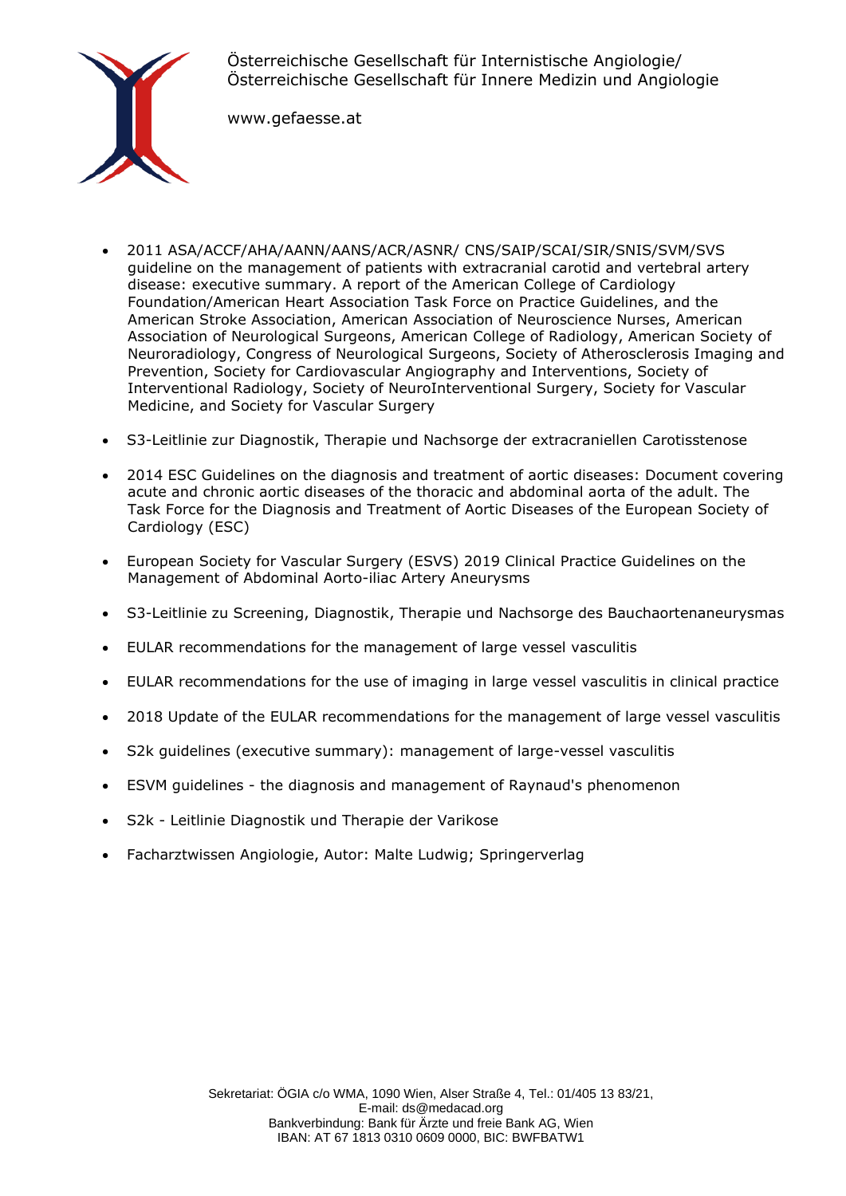- 2011 ASA/ACCF/AHA/AANN/AANS/ACR/ASNR/ CNS/SAIP/SCAI/SIR/SNIS/SVM/SVS guideline on the management of patients with extracranial carotid and vertebral artery disease: executive summary. A report of the American College of Cardiology Foundation/American Heart Association Task Force on Practice Guidelines, and the American Stroke Association, American Association of Neuroscience Nurses, American Association of Neurological Surgeons, American College of Radiology, American Society of Neuroradiology, Congress of Neurological Surgeons, Society of Atherosclerosis Imaging and Prevention, Society for Cardiovascular Angiography and Interventions, Society of Interventional Radiology, Society of NeuroInterventional Surgery, Society for Vascular Medicine, and Society for Vascular Surgery
- S3-Leitlinie zur Diagnostik, Therapie und Nachsorge der extracraniellen Carotisstenose
- 2014 ESC Guidelines on the diagnosis and treatment of aortic diseases: Document covering acute and chronic aortic diseases of the thoracic and abdominal aorta of the adult. The Task Force for the Diagnosis and Treatment of Aortic Diseases of the European Society of Cardiology (ESC)
- European Society for Vascular Surgery (ESVS) 2019 Clinical Practice Guidelines on the Management of Abdominal Aorto-iliac Artery Aneurysms
- S3-Leitlinie zu Screening, Diagnostik, Therapie und Nachsorge des Bauchaortenaneurysmas
- EULAR recommendations for the management of large vessel vasculitis
- EULAR recommendations for the use of imaging in large vessel vasculitis in clinical practice
- 2018 Update of the EULAR recommendations for the management of large vessel vasculitis
- S2k guidelines (executive summary): management of large-vessel vasculitis
- ESVM guidelines - the diagnosis and management of Raynaud's phenomenon
- S2k - Leitlinie Diagnostik und Therapie der Varikose
- Facharztwissen Angiologie, Autor: Malte Ludwig; Springerverlag